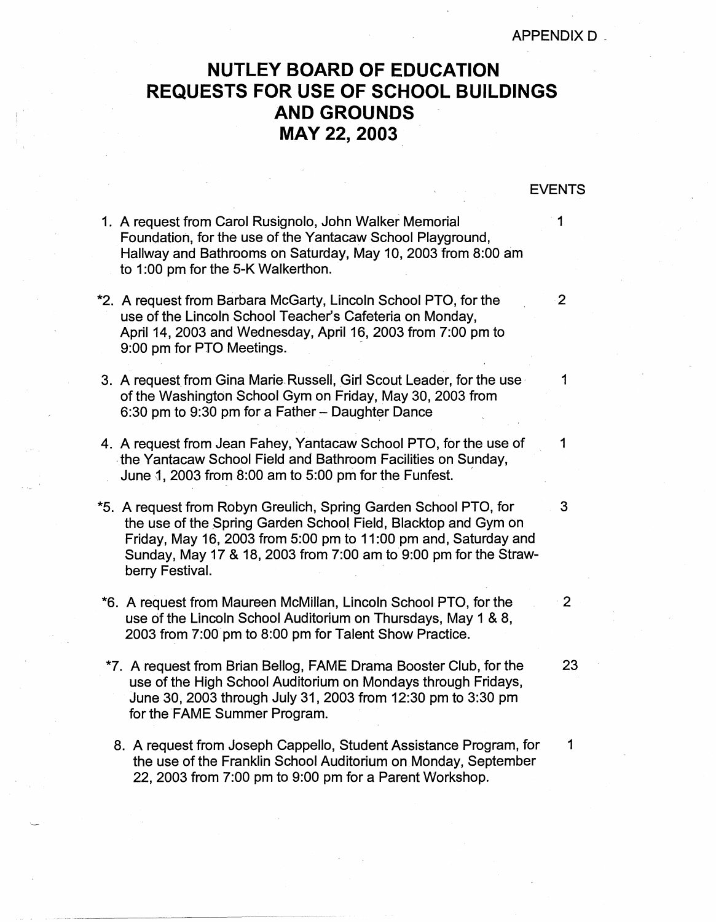APPENDIX D

# NUTLEY BOARD OF EDUCATION
# REQUESTS FOR USE OF SCHOOL BUILDINGS AND GROUNDS
# MAY 22, 2003

| | EVENTS |
|---|---|
| 1. A request from Carol Rusignolo, John Walker Memorial Foundation, for the use of the Yantacaw School Playground, Hallway and Bathrooms on Saturday, May 10, 2003 from 8:00 am to 1:00 pm for the 5-K Walkerthon. | 1 |
| *2. A request from Barbara McGarty, Lincoln School PTO, for the use of the Lincoln School Teacher's Cafeteria on Monday, April 14, 2003 and Wednesday, April 16, 2003 from 7:00 pm to 9:00 pm for PTO Meetings. | 2 |
| 3. A request from Gina Marie Russell, Girl Scout Leader, for the use of the Washington School Gym on Friday, May 30, 2003 from 6:30 pm to 9:30 pm for a Father – Daughter Dance | 1 |
| 4. A request from Jean Fahey, Yantacaw School PTO, for the use of the Yantacaw School Field and Bathroom Facilities on Sunday, June 1, 2003 from 8:00 am to 5:00 pm for the Funfest. | 1 |
| *5. A request from Robyn Greulich, Spring Garden School PTO, for the use of the Spring Garden School Field, Blacktop and Gym on Friday, May 16, 2003 from 5:00 pm to 11:00 pm and, Saturday and Sunday, May 17 & 18, 2003 from 7:00 am to 9:00 pm for the Strawberry Festival. | 3 |
| *6. A request from Maureen McMillan, Lincoln School PTO, for the use of the Lincoln School Auditorium on Thursdays, May 1 & 8, 2003 from 7:00 pm to 8:00 pm for Talent Show Practice. | 2 |
| *7. A request from Brian Bellog, FAME Drama Booster Club, for the use of the High School Auditorium on Mondays through Fridays, June 30, 2003 through July 31, 2003 from 12:30 pm to 3:30 pm for the FAME Summer Program. | 23 |
| 8. A request from Joseph Cappello, Student Assistance Program, for the use of the Franklin School Auditorium on Monday, September 22, 2003 from 7:00 pm to 9:00 pm for a Parent Workshop. | 1 |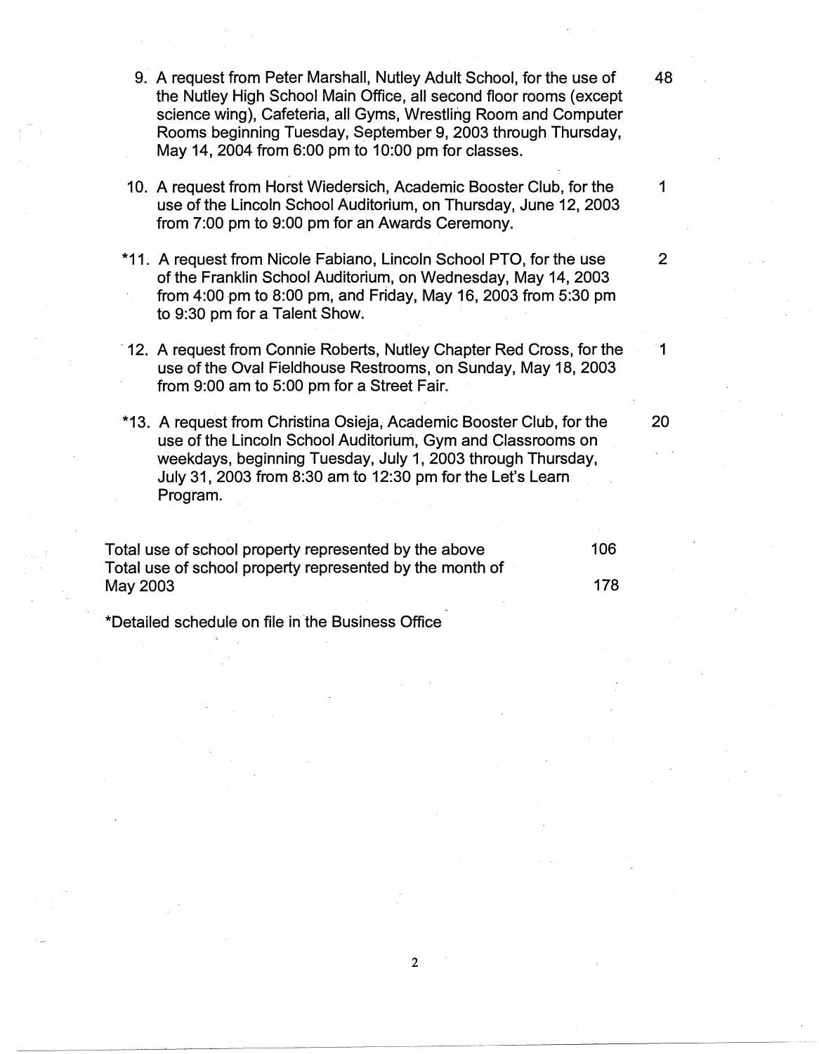9. A request from Peter Marshall, Nutley Adult School, for the use of the Nutley High School Main Office, all second floor rooms (except science wing), Cafeteria, all Gyms, Wrestling Room and Computer Rooms beginning Tuesday, September 9, 2003 through Thursday, May 14, 2004 from 6:00 pm to 10:00 pm for classes. — 48

10. A request from Horst Wiedersich, Academic Booster Club, for the use of the Lincoln School Auditorium, on Thursday, June 12, 2003 from 7:00 pm to 9:00 pm for an Awards Ceremony. — 1

*11. A request from Nicole Fabiano, Lincoln School PTO, for the use of the Franklin School Auditorium, on Wednesday, May 14, 2003 from 4:00 pm to 8:00 pm, and Friday, May 16, 2003 from 5:30 pm to 9:30 pm for a Talent Show. — 2

12. A request from Connie Roberts, Nutley Chapter Red Cross, for the use of the Oval Fieldhouse Restrooms, on Sunday, May 18, 2003 from 9:00 am to 5:00 pm for a Street Fair. — 1

*13. A request from Christina Osieja, Academic Booster Club, for the use of the Lincoln School Auditorium, Gym and Classrooms on weekdays, beginning Tuesday, July 1, 2003 through Thursday, July 31, 2003 from 8:30 am to 12:30 pm for the Let's Learn Program. — 20

| | |
|---|---|
| Total use of school property represented by the above | 106 |
| Total use of school property represented by the month of May 2003 | 178 |

*Detailed schedule on file in the Business Office